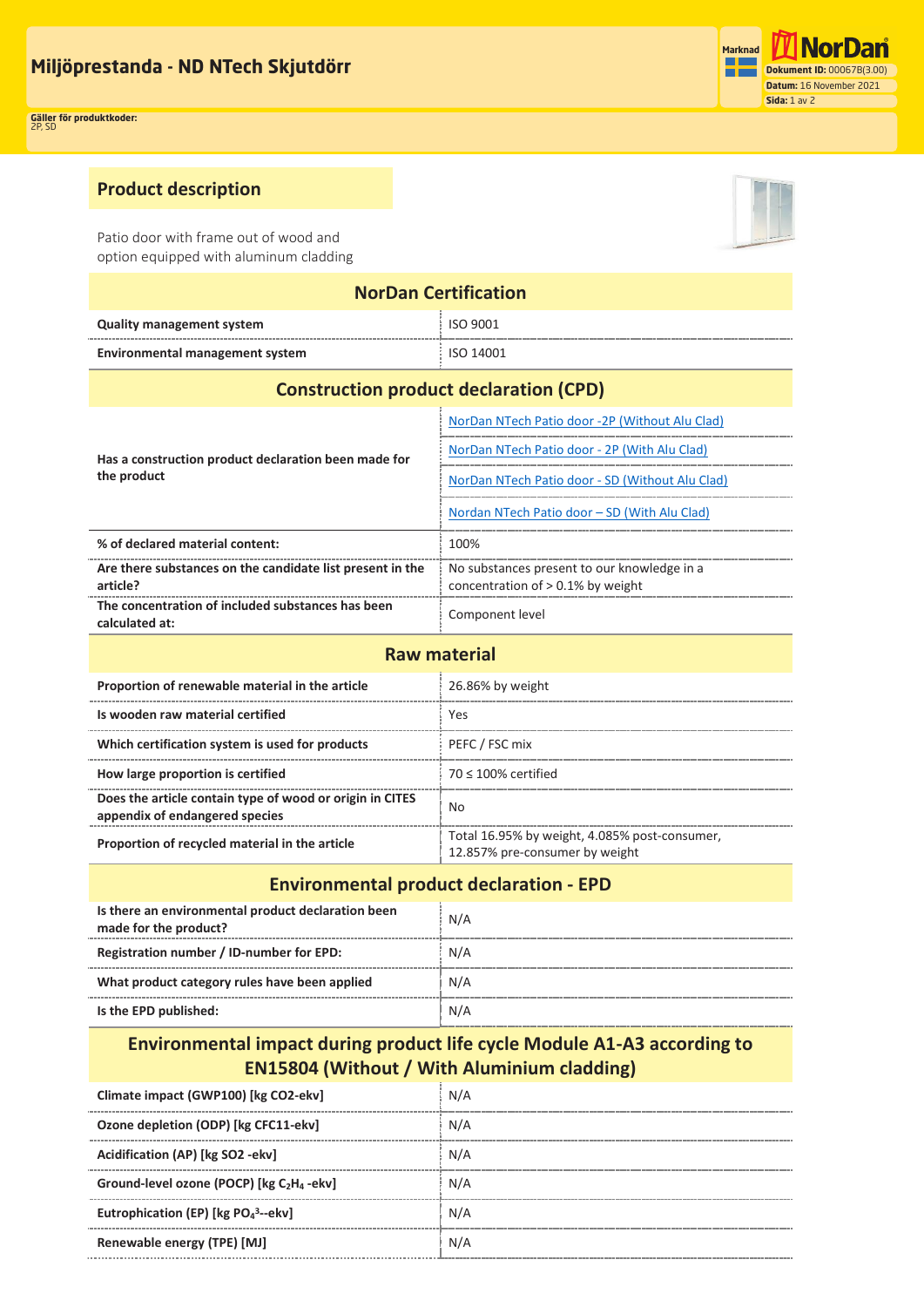# Miljöprestanda - ND NTech Skjutdörr

**Gäller för produktkoder:**
2P, SD

## Product description

Patio door with frame out of wood and option equipped with aluminum cladding

| NorDan Certification | |
|---|---|
| **Quality management system** | ISO 9001 |
| **Environmental management system** | ISO 14001 |

| Construction product declaration (CPD) | |
|---|---|
| **Has a construction product declaration been made for the product** | NorDan NTech Patio door -2P (Without Alu Clad) |
| | NorDan NTech Patio door - 2P (With Alu Clad) |
| | NorDan NTech Patio door - SD (Without Alu Clad) |
| | Nordan NTech Patio door – SD (With Alu Clad) |
| **% of declared material content:** | 100% |
| **Are there substances on the candidate list present in the article?** | No substances present to our knowledge in a concentration of > 0.1% by weight |
| **The concentration of included substances has been calculated at:** | Component level |

| Raw material | |
|---|---|
| **Proportion of renewable material in the article** | 26.86% by weight |
| **Is wooden raw material certified** | Yes |
| **Which certification system is used for products** | PEFC / FSC mix |
| **How large proportion is certified** | 70 ≤ 100% certified |
| **Does the article contain type of wood or origin in CITES appendix of endangered species** | No |
| **Proportion of recycled material in the article** | Total 16.95% by weight, 4.085% post-consumer, 12.857% pre-consumer by weight |

| Environmental product declaration - EPD | |
|---|---|
| **Is there an environmental product declaration been made for the product?** | N/A |
| **Registration number / ID-number for EPD:** | N/A |
| **What product category rules have been applied** | N/A |
| **Is the EPD published:** | N/A |

| Environmental impact during product life cycle Module A1-A3 according to EN15804 (Without / With Aluminium cladding) | |
|---|---|
| **Climate impact (GWP100) [kg CO2-ekv]** | N/A |
| **Ozone depletion (ODP) [kg CFC11-ekv]** | N/A |
| **Acidification (AP) [kg SO2 -ekv]** | N/A |
| **Ground-level ozone (POCP) [kg $C_2H_4$ -ekv]** | N/A |
| **Eutrophication (EP) [kg $PO_4^{3-}$-ekv]** | N/A |
| **Renewable energy (TPE) [MJ]** | N/A |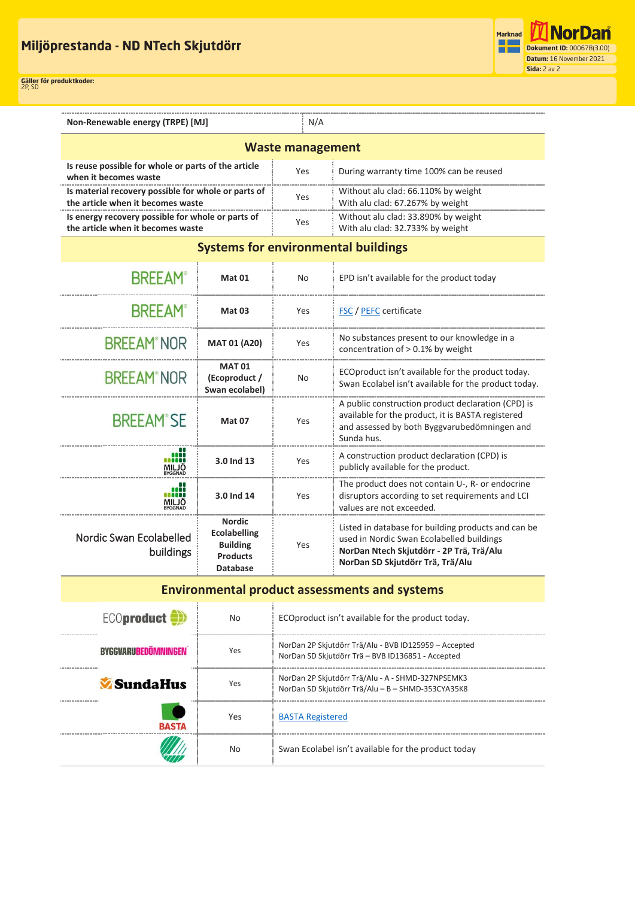# Miljöprestanda - ND NTech Skjutdörr

**Gäller för produktkoder:**
2P, SD

| | |
|---|---|
| **Non-Renewable energy (TRPE) [MJ]** | N/A |

## Waste management

| | | |
|---|---|---|
| **Is reuse possible for whole or parts of the article when it becomes waste** | Yes | During warranty time 100% can be reused |
| **Is material recovery possible for whole or parts of the article when it becomes waste** | Yes | Without alu clad: 66.110% by weight<br>With alu clad: 67.267% by weight |
| **Is energy recovery possible for whole or parts of the article when it becomes waste** | Yes | Without alu clad: 33.890% by weight<br>With alu clad: 32.733% by weight |

## Systems for environmental buildings

| | | | |
|---|---|---|---|
| BREEAM® | **Mat 01** | No | EPD isn't available for the product today |
| BREEAM® | **Mat 03** | Yes | FSC / PEFC certificate |
| BREEAM® NOR | **MAT 01 (A20)** | Yes | No substances present to our knowledge in a concentration of > 0.1% by weight |
| BREEAM® NOR | **MAT 01 (Ecoproduct / Swan ecolabel)** | No | ECOproduct isn't available for the product today.<br>Swan Ecolabel isn't available for the product today. |
| BREEAM® SE | **Mat 07** | Yes | A public construction product declaration (CPD) is available for the product, it is BASTA registered and assessed by both Byggvarubedömningen and Sunda hus. |
| MILJÖ BYGGNAD | **3.0 Ind 13** | Yes | A construction product declaration (CPD) is publicly available for the product. |
| MILJÖ BYGGNAD | **3.0 Ind 14** | Yes | The product does not contain U-, R- or endocrine disruptors according to set requirements and LCI values are not exceeded. |
| Nordic Swan Ecolabelled buildings | **Nordic Ecolabelling Building Products Database** | Yes | Listed in database for building products and can be used in Nordic Swan Ecolabelled buildings<br>**NorDan Ntech Skjutdörr - 2P Trä, Trä/Alu**<br>**NorDan SD Skjutdörr Trä, Trä/Alu** |

## Environmental product assessments and systems

| | | |
|---|---|---|
| ECOproduct | No | ECOproduct isn't available for the product today. |
| BYGGVARUBEDÖMNINGEN | Yes | NorDan 2P Skjutdörr Trä/Alu - BVB ID125959 – Accepted<br>NorDan SD Skjutdörr Trä – BVB ID136851 - Accepted |
| SundaHus | Yes | NorDan 2P Skjutdörr Trä/Alu - A - SHMD-327NPSEMK3<br>NorDan SD Skjutdörr Trä/Alu – B – SHMD-353CYA35K8 |
| BASTA | Yes | BASTA Registered |
| | No | Swan Ecolabel isn't available for the product today |